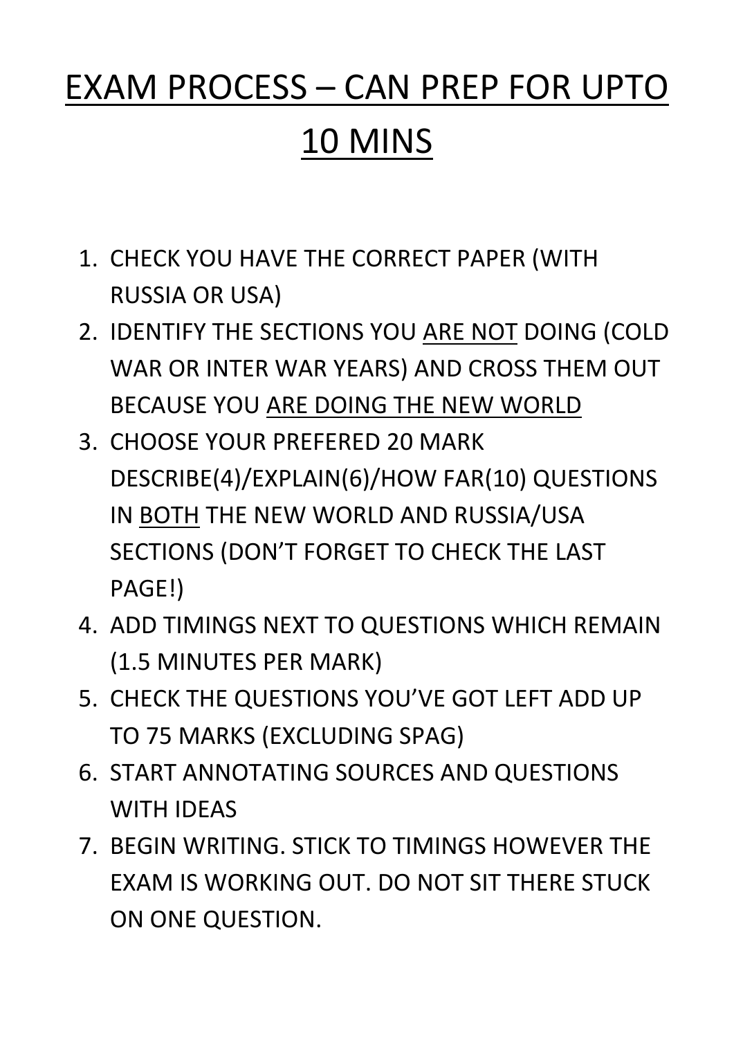# EXAM PROCESS – CAN PREP FOR UPTO 10 MINS

1. CHECK YOU HAVE THE CORRECT PAPER (WITH RUSSIA OR USA)
2. IDENTIFY THE SECTIONS YOU ARE NOT DOING (COLD WAR OR INTER WAR YEARS) AND CROSS THEM OUT BECAUSE YOU ARE DOING THE NEW WORLD
3. CHOOSE YOUR PREFERED 20 MARK DESCRIBE(4)/EXPLAIN(6)/HOW FAR(10) QUESTIONS IN BOTH THE NEW WORLD AND RUSSIA/USA SECTIONS (DON'T FORGET TO CHECK THE LAST PAGE!)
4. ADD TIMINGS NEXT TO QUESTIONS WHICH REMAIN (1.5 MINUTES PER MARK)
5. CHECK THE QUESTIONS YOU'VE GOT LEFT ADD UP TO 75 MARKS (EXCLUDING SPAG)
6. START ANNOTATING SOURCES AND QUESTIONS WITH IDEAS
7. BEGIN WRITING. STICK TO TIMINGS HOWEVER THE EXAM IS WORKING OUT. DO NOT SIT THERE STUCK ON ONE QUESTION.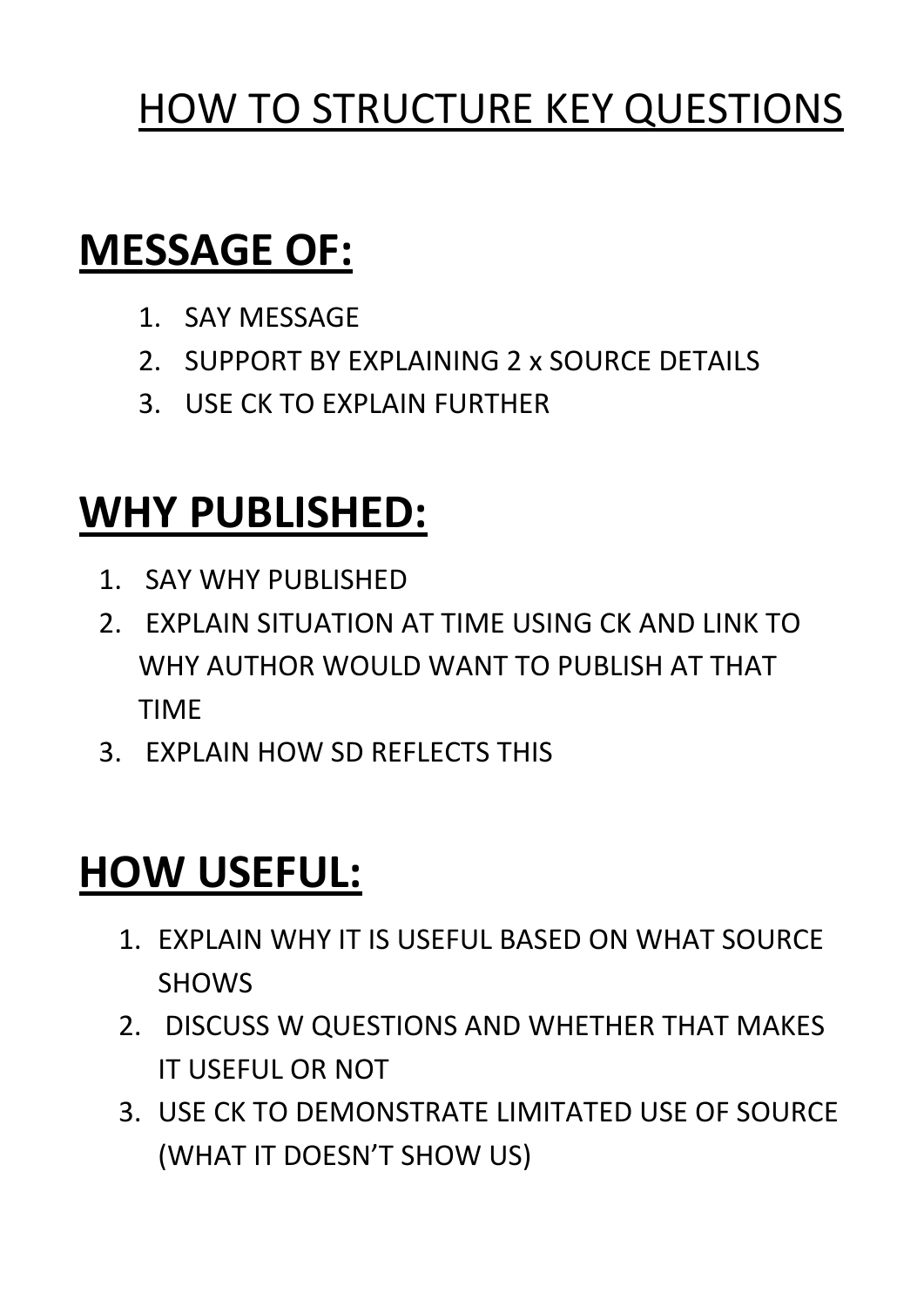# HOW TO STRUCTURE KEY QUESTIONS

## MESSAGE OF:

1. SAY MESSAGE
2. SUPPORT BY EXPLAINING 2 x SOURCE DETAILS
3. USE CK TO EXPLAIN FURTHER

## WHY PUBLISHED:

1. SAY WHY PUBLISHED
2. EXPLAIN SITUATION AT TIME USING CK AND LINK TO WHY AUTHOR WOULD WANT TO PUBLISH AT THAT TIME
3. EXPLAIN HOW SD REFLECTS THIS

## HOW USEFUL:

1. EXPLAIN WHY IT IS USEFUL BASED ON WHAT SOURCE SHOWS
2. DISCUSS W QUESTIONS AND WHETHER THAT MAKES IT USEFUL OR NOT
3. USE CK TO DEMONSTRATE LIMITATED USE OF SOURCE (WHAT IT DOESN'T SHOW US)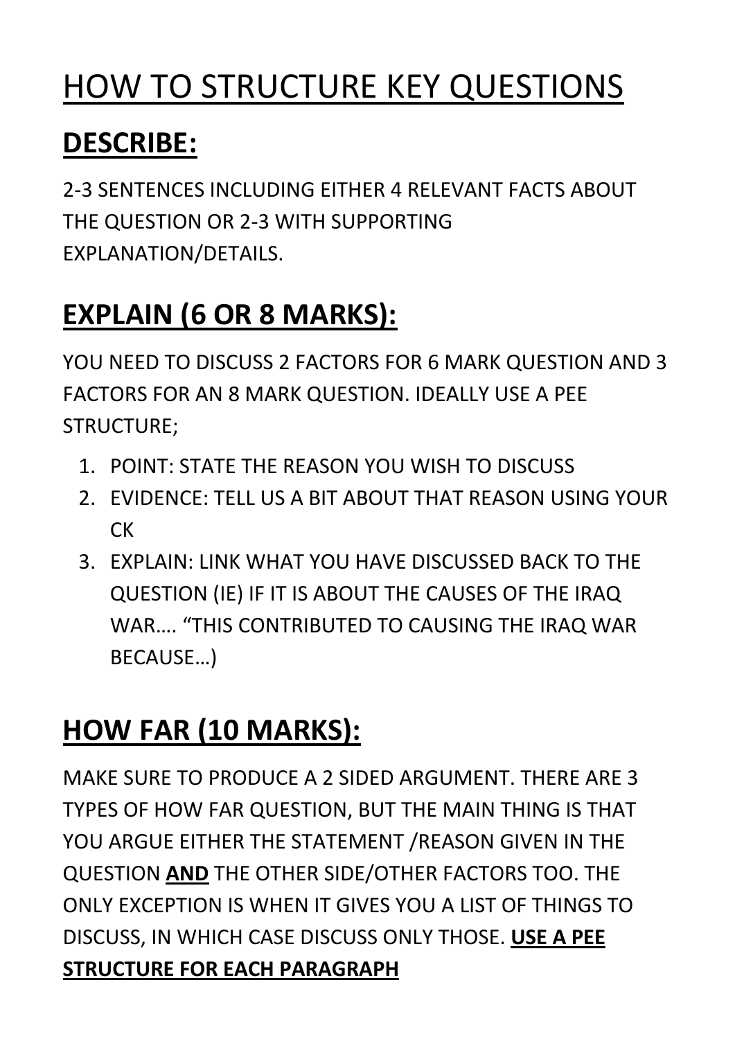# HOW TO STRUCTURE KEY QUESTIONS

## DESCRIBE:

2-3 SENTENCES INCLUDING EITHER 4 RELEVANT FACTS ABOUT THE QUESTION OR 2-3 WITH SUPPORTING EXPLANATION/DETAILS.

## EXPLAIN (6 OR 8 MARKS):

YOU NEED TO DISCUSS 2 FACTORS FOR 6 MARK QUESTION AND 3 FACTORS FOR AN 8 MARK QUESTION. IDEALLY USE A PEE STRUCTURE;

1. POINT: STATE THE REASON YOU WISH TO DISCUSS
2. EVIDENCE: TELL US A BIT ABOUT THAT REASON USING YOUR CK
3. EXPLAIN: LINK WHAT YOU HAVE DISCUSSED BACK TO THE QUESTION (IE) IF IT IS ABOUT THE CAUSES OF THE IRAQ WAR…. "THIS CONTRIBUTED TO CAUSING THE IRAQ WAR BECAUSE…)

## HOW FAR (10 MARKS):

MAKE SURE TO PRODUCE A 2 SIDED ARGUMENT. THERE ARE 3 TYPES OF HOW FAR QUESTION, BUT THE MAIN THING IS THAT YOU ARGUE EITHER THE STATEMENT /REASON GIVEN IN THE QUESTION **AND** THE OTHER SIDE/OTHER FACTORS TOO. THE ONLY EXCEPTION IS WHEN IT GIVES YOU A LIST OF THINGS TO DISCUSS, IN WHICH CASE DISCUSS ONLY THOSE. **USE A PEE STRUCTURE FOR EACH PARAGRAPH**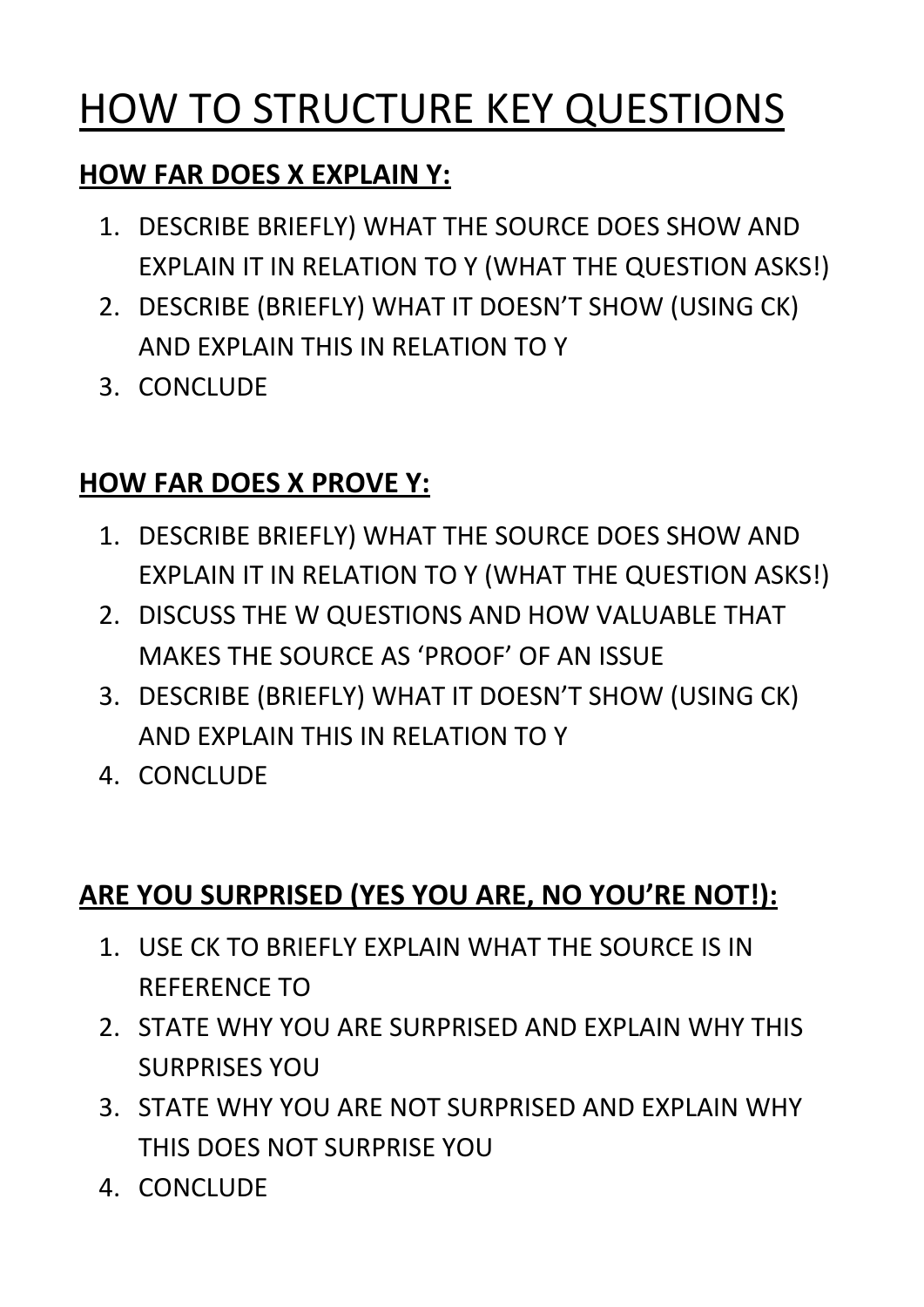# HOW TO STRUCTURE KEY QUESTIONS

## HOW FAR DOES X EXPLAIN Y:

1. DESCRIBE BRIEFLY) WHAT THE SOURCE DOES SHOW AND EXPLAIN IT IN RELATION TO Y (WHAT THE QUESTION ASKS!)
2. DESCRIBE (BRIEFLY) WHAT IT DOESN'T SHOW (USING CK) AND EXPLAIN THIS IN RELATION TO Y
3. CONCLUDE

## HOW FAR DOES X PROVE Y:

1. DESCRIBE BRIEFLY) WHAT THE SOURCE DOES SHOW AND EXPLAIN IT IN RELATION TO Y (WHAT THE QUESTION ASKS!)
2. DISCUSS THE W QUESTIONS AND HOW VALUABLE THAT MAKES THE SOURCE AS 'PROOF' OF AN ISSUE
3. DESCRIBE (BRIEFLY) WHAT IT DOESN'T SHOW (USING CK) AND EXPLAIN THIS IN RELATION TO Y
4. CONCLUDE

## ARE YOU SURPRISED (YES YOU ARE, NO YOU'RE NOT!):

1. USE CK TO BRIEFLY EXPLAIN WHAT THE SOURCE IS IN REFERENCE TO
2. STATE WHY YOU ARE SURPRISED AND EXPLAIN WHY THIS SURPRISES YOU
3. STATE WHY YOU ARE NOT SURPRISED AND EXPLAIN WHY THIS DOES NOT SURPRISE YOU
4. CONCLUDE